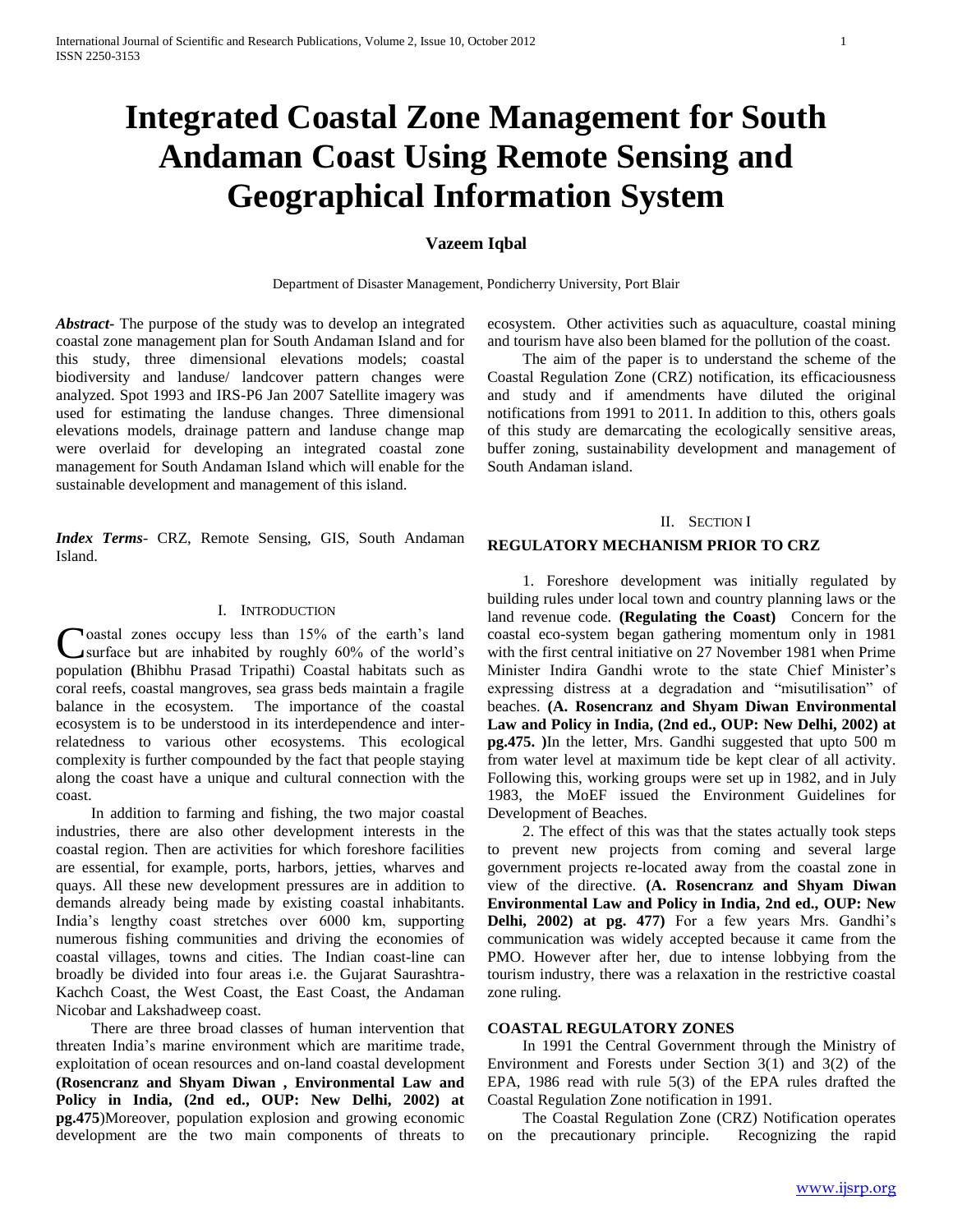# Integrated Coastal Zone Management for South Andaman Coast Using Remote Sensing and Geographical Information System

**Vazeem Iqbal**

Department of Disaster Management, Pondicherry University, Port Blair

***Abstract*-** The purpose of the study was to develop an integrated coastal zone management plan for South Andaman Island and for this study, three dimensional elevations models; coastal biodiversity and landuse/ landcover pattern changes were analyzed. Spot 1993 and IRS-P6 Jan 2007 Satellite imagery was used for estimating the landuse changes. Three dimensional elevations models, drainage pattern and landuse change map were overlaid for developing an integrated coastal zone management for South Andaman Island which will enable for the sustainable development and management of this island.

***Index Terms*-** CRZ, Remote Sensing, GIS, South Andaman Island.

## I. Introduction

Coastal zones occupy less than 15% of the earth's land surface but are inhabited by roughly 60% of the world's population **(**Bhibhu Prasad Tripathi) Coastal habitats such as coral reefs, coastal mangroves, sea grass beds maintain a fragile balance in the ecosystem. The importance of the coastal ecosystem is to be understood in its interdependence and inter-relatedness to various other ecosystems. This ecological complexity is further compounded by the fact that people staying along the coast have a unique and cultural connection with the coast.

In addition to farming and fishing, the two major coastal industries, there are also other development interests in the coastal region. Then are activities for which foreshore facilities are essential, for example, ports, harbors, jetties, wharves and quays. All these new development pressures are in addition to demands already being made by existing coastal inhabitants. India's lengthy coast stretches over 6000 km, supporting numerous fishing communities and driving the economies of coastal villages, towns and cities. The Indian coast-line can broadly be divided into four areas i.e. the Gujarat Saurashtra-Kachch Coast, the West Coast, the East Coast, the Andaman Nicobar and Lakshadweep coast.

There are three broad classes of human intervention that threaten India's marine environment which are maritime trade, exploitation of ocean resources and on-land coastal development **(Rosencranz and Shyam Diwan , Environmental Law and Policy in India, (2nd ed., OUP: New Delhi, 2002) at pg.475**)Moreover, population explosion and growing economic development are the two main components of threats to ecosystem. Other activities such as aquaculture, coastal mining and tourism have also been blamed for the pollution of the coast.

The aim of the paper is to understand the scheme of the Coastal Regulation Zone (CRZ) notification, its efficaciousness and study and if amendments have diluted the original notifications from 1991 to 2011. In addition to this, others goals of this study are demarcating the ecologically sensitive areas, buffer zoning, sustainability development and management of South Andaman island.

## II. Section I

### REGULATORY MECHANISM PRIOR TO CRZ

1. Foreshore development was initially regulated by building rules under local town and country planning laws or the land revenue code. **(Regulating the Coast)** Concern for the coastal eco-system began gathering momentum only in 1981 with the first central initiative on 27 November 1981 when Prime Minister Indira Gandhi wrote to the state Chief Minister's expressing distress at a degradation and "misutilisation" of beaches. **(A. Rosencranz and Shyam Diwan Environmental Law and Policy in India, (2nd ed., OUP: New Delhi, 2002) at pg.475. )**In the letter, Mrs. Gandhi suggested that upto 500 m from water level at maximum tide be kept clear of all activity. Following this, working groups were set up in 1982, and in July 1983, the MoEF issued the Environment Guidelines for Development of Beaches.

2. The effect of this was that the states actually took steps to prevent new projects from coming and several large government projects re-located away from the coastal zone in view of the directive. **(A. Rosencranz and Shyam Diwan Environmental Law and Policy in India, 2nd ed., OUP: New Delhi, 2002) at pg. 477)** For a few years Mrs. Gandhi's communication was widely accepted because it came from the PMO. However after her, due to intense lobbying from the tourism industry, there was a relaxation in the restrictive coastal zone ruling.

### COASTAL REGULATORY ZONES

In 1991 the Central Government through the Ministry of Environment and Forests under Section 3(1) and 3(2) of the EPA, 1986 read with rule 5(3) of the EPA rules drafted the Coastal Regulation Zone notification in 1991.

The Coastal Regulation Zone (CRZ) Notification operates on the precautionary principle. Recognizing the rapid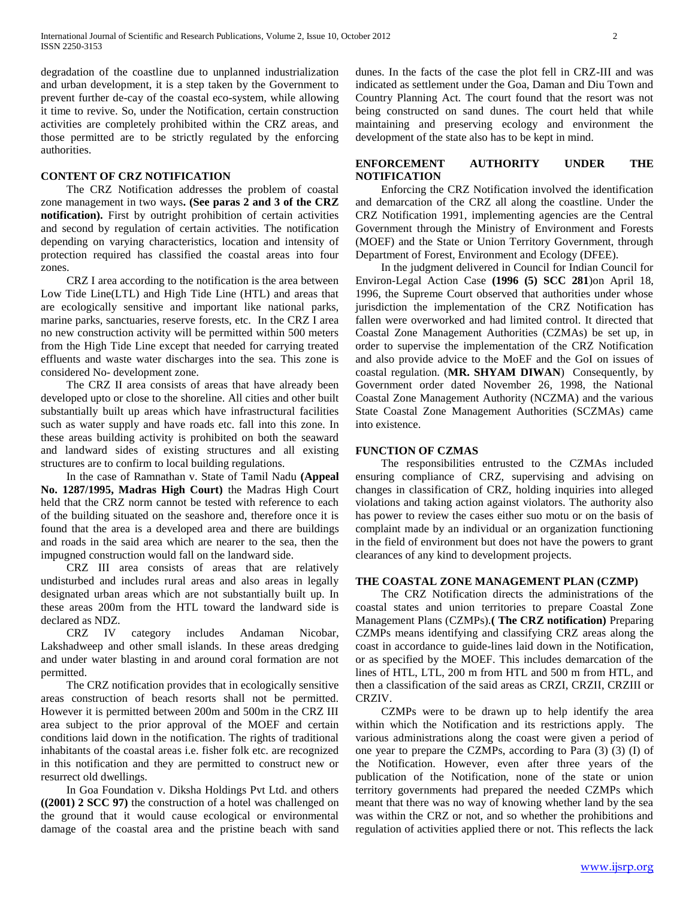degradation of the coastline due to unplanned industrialization and urban development, it is a step taken by the Government to prevent further de-cay of the coastal eco-system, while allowing it time to revive. So, under the Notification, certain construction activities are completely prohibited within the CRZ areas, and those permitted are to be strictly regulated by the enforcing authorities.

## CONTENT OF CRZ NOTIFICATION

The CRZ Notification addresses the problem of coastal zone management in two ways**. (See paras 2 and 3 of the CRZ notification).** First by outright prohibition of certain activities and second by regulation of certain activities. The notification depending on varying characteristics, location and intensity of protection required has classified the coastal areas into four zones.

CRZ I area according to the notification is the area between Low Tide Line(LTL) and High Tide Line (HTL) and areas that are ecologically sensitive and important like national parks, marine parks, sanctuaries, reserve forests, etc. In the CRZ I area no new construction activity will be permitted within 500 meters from the High Tide Line except that needed for carrying treated effluents and waste water discharges into the sea. This zone is considered No- development zone.

The CRZ II area consists of areas that have already been developed upto or close to the shoreline. All cities and other built substantially built up areas which have infrastructural facilities such as water supply and have roads etc. fall into this zone. In these areas building activity is prohibited on both the seaward and landward sides of existing structures and all existing structures are to confirm to local building regulations.

In the case of Ramnathan v. State of Tamil Nadu **(Appeal No. 1287/1995, Madras High Court)** the Madras High Court held that the CRZ norm cannot be tested with reference to each of the building situated on the seashore and, therefore once it is found that the area is a developed area and there are buildings and roads in the said area which are nearer to the sea, then the impugned construction would fall on the landward side.

CRZ III area consists of areas that are relatively undisturbed and includes rural areas and also areas in legally designated urban areas which are not substantially built up. In these areas 200m from the HTL toward the landward side is declared as NDZ.

CRZ IV category includes Andaman Nicobar, Lakshadweep and other small islands. In these areas dredging and under water blasting in and around coral formation are not permitted.

The CRZ notification provides that in ecologically sensitive areas construction of beach resorts shall not be permitted. However it is permitted between 200m and 500m in the CRZ III area subject to the prior approval of the MOEF and certain conditions laid down in the notification. The rights of traditional inhabitants of the coastal areas i.e. fisher folk etc. are recognized in this notification and they are permitted to construct new or resurrect old dwellings.

In Goa Foundation v. Diksha Holdings Pvt Ltd. and others **((2001) 2 SCC 97)** the construction of a hotel was challenged on the ground that it would cause ecological or environmental damage of the coastal area and the pristine beach with sand dunes. In the facts of the case the plot fell in CRZ-III and was indicated as settlement under the Goa, Daman and Diu Town and Country Planning Act. The court found that the resort was not being constructed on sand dunes. The court held that while maintaining and preserving ecology and environment the development of the state also has to be kept in mind.

## ENFORCEMENT AUTHORITY UNDER THE NOTIFICATION

Enforcing the CRZ Notification involved the identification and demarcation of the CRZ all along the coastline. Under the CRZ Notification 1991, implementing agencies are the Central Government through the Ministry of Environment and Forests (MOEF) and the State or Union Territory Government, through Department of Forest, Environment and Ecology (DFEE).

In the judgment delivered in Council for Indian Council for Environ-Legal Action Case **(1996 (5) SCC 281**)on April 18, 1996, the Supreme Court observed that authorities under whose jurisdiction the implementation of the CRZ Notification has fallen were overworked and had limited control. It directed that Coastal Zone Management Authorities (CZMAs) be set up, in order to supervise the implementation of the CRZ Notification and also provide advice to the MoEF and the GoI on issues of coastal regulation. (**MR. SHYAM DIWAN**) Consequently, by Government order dated November 26, 1998, the National Coastal Zone Management Authority (NCZMA) and the various State Coastal Zone Management Authorities (SCZMAs) came into existence.

## FUNCTION OF CZMAS

The responsibilities entrusted to the CZMAs included ensuring compliance of CRZ, supervising and advising on changes in classification of CRZ, holding inquiries into alleged violations and taking action against violators. The authority also has power to review the cases either suo motu or on the basis of complaint made by an individual or an organization functioning in the field of environment but does not have the powers to grant clearances of any kind to development projects.

## THE COASTAL ZONE MANAGEMENT PLAN (CZMP)

The CRZ Notification directs the administrations of the coastal states and union territories to prepare Coastal Zone Management Plans (CZMPs).**( The CRZ notification)** Preparing CZMPs means identifying and classifying CRZ areas along the coast in accordance to guide-lines laid down in the Notification, or as specified by the MOEF. This includes demarcation of the lines of HTL, LTL, 200 m from HTL and 500 m from HTL, and then a classification of the said areas as CRZI, CRZII, CRZIII or CRZIV.

CZMPs were to be drawn up to help identify the area within which the Notification and its restrictions apply. The various administrations along the coast were given a period of one year to prepare the CZMPs, according to Para (3) (3) (I) of the Notification. However, even after three years of the publication of the Notification, none of the state or union territory governments had prepared the needed CZMPs which meant that there was no way of knowing whether land by the sea was within the CRZ or not, and so whether the prohibitions and regulation of activities applied there or not. This reflects the lack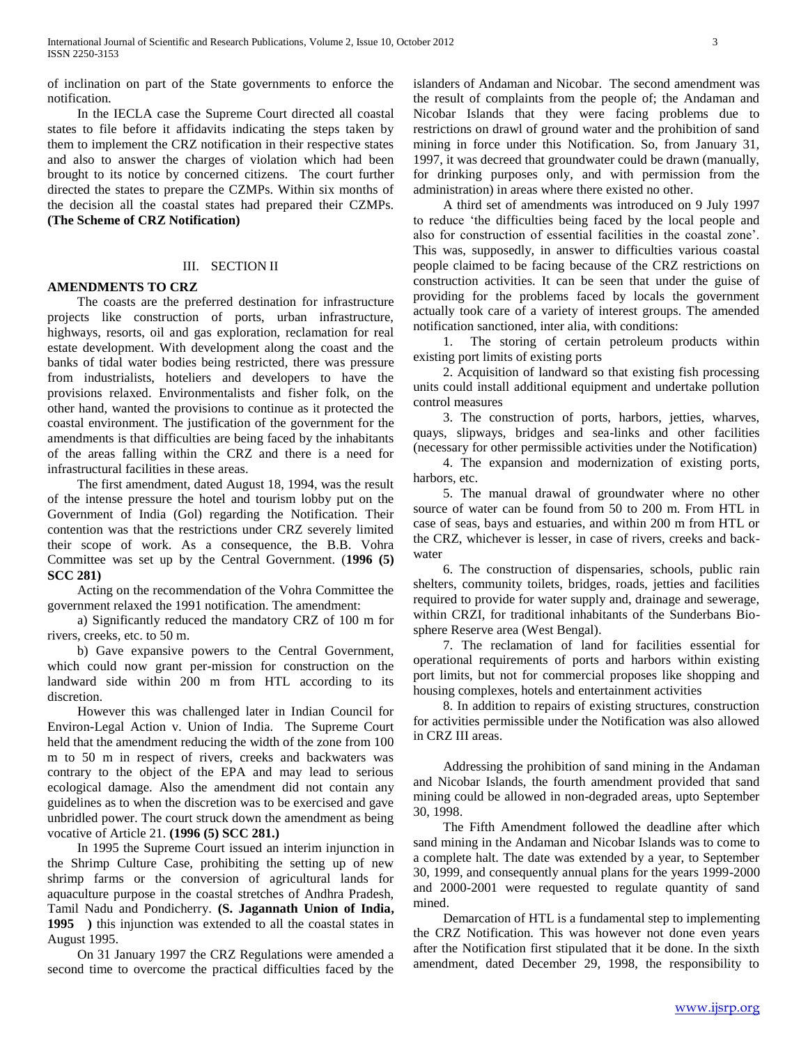of inclination on part of the State governments to enforce the notification.

In the IECLA case the Supreme Court directed all coastal states to file before it affidavits indicating the steps taken by them to implement the CRZ notification in their respective states and also to answer the charges of violation which had been brought to its notice by concerned citizens. The court further directed the states to prepare the CZMPs. Within six months of the decision all the coastal states had prepared their CZMPs. **(The Scheme of CRZ Notification)**

## III. SECTION II

### AMENDMENTS TO CRZ

The coasts are the preferred destination for infrastructure projects like construction of ports, urban infrastructure, highways, resorts, oil and gas exploration, reclamation for real estate development. With development along the coast and the banks of tidal water bodies being restricted, there was pressure from industrialists, hoteliers and developers to have the provisions relaxed. Environmentalists and fisher folk, on the other hand, wanted the provisions to continue as it protected the coastal environment. The justification of the government for the amendments is that difficulties are being faced by the inhabitants of the areas falling within the CRZ and there is a need for infrastructural facilities in these areas.

The first amendment, dated August 18, 1994, was the result of the intense pressure the hotel and tourism lobby put on the Government of India (GoI) regarding the Notification. Their contention was that the restrictions under CRZ severely limited their scope of work. As a consequence, the B.B. Vohra Committee was set up by the Central Government. (**1996 (5) SCC 281)**

Acting on the recommendation of the Vohra Committee the government relaxed the 1991 notification. The amendment:

a) Significantly reduced the mandatory CRZ of 100 m for rivers, creeks, etc. to 50 m.

b) Gave expansive powers to the Central Government, which could now grant per-mission for construction on the landward side within 200 m from HTL according to its discretion.

However this was challenged later in Indian Council for Environ-Legal Action v. Union of India. The Supreme Court held that the amendment reducing the width of the zone from 100 m to 50 m in respect of rivers, creeks and backwaters was contrary to the object of the EPA and may lead to serious ecological damage. Also the amendment did not contain any guidelines as to when the discretion was to be exercised and gave unbridled power. The court struck down the amendment as being vocative of Article 21. **(1996 (5) SCC 281.)**

In 1995 the Supreme Court issued an interim injunction in the Shrimp Culture Case, prohibiting the setting up of new shrimp farms or the conversion of agricultural lands for aquaculture purpose in the coastal stretches of Andhra Pradesh, Tamil Nadu and Pondicherry. **(S. Jagannath Union of India, 1995 )** this injunction was extended to all the coastal states in August 1995.

On 31 January 1997 the CRZ Regulations were amended a second time to overcome the practical difficulties faced by the islanders of Andaman and Nicobar. The second amendment was the result of complaints from the people of; the Andaman and Nicobar Islands that they were facing problems due to restrictions on drawl of ground water and the prohibition of sand mining in force under this Notification. So, from January 31, 1997, it was decreed that groundwater could be drawn (manually, for drinking purposes only, and with permission from the administration) in areas where there existed no other.

A third set of amendments was introduced on 9 July 1997 to reduce 'the difficulties being faced by the local people and also for construction of essential facilities in the coastal zone'. This was, supposedly, in answer to difficulties various coastal people claimed to be facing because of the CRZ restrictions on construction activities. It can be seen that under the guise of providing for the problems faced by locals the government actually took care of a variety of interest groups. The amended notification sanctioned, inter alia, with conditions:

1. The storing of certain petroleum products within existing port limits of existing ports

2. Acquisition of landward so that existing fish processing units could install additional equipment and undertake pollution control measures

3. The construction of ports, harbors, jetties, wharves, quays, slipways, bridges and sea-links and other facilities (necessary for other permissible activities under the Notification)

4. The expansion and modernization of existing ports, harbors, etc.

5. The manual drawal of groundwater where no other source of water can be found from 50 to 200 m. From HTL in case of seas, bays and estuaries, and within 200 m from HTL or the CRZ, whichever is lesser, in case of rivers, creeks and back-water

6. The construction of dispensaries, schools, public rain shelters, community toilets, bridges, roads, jetties and facilities required to provide for water supply and, drainage and sewerage, within CRZI, for traditional inhabitants of the Sunderbans Bio-sphere Reserve area (West Bengal).

7. The reclamation of land for facilities essential for operational requirements of ports and harbors within existing port limits, but not for commercial proposes like shopping and housing complexes, hotels and entertainment activities

8. In addition to repairs of existing structures, construction for activities permissible under the Notification was also allowed in CRZ III areas.

Addressing the prohibition of sand mining in the Andaman and Nicobar Islands, the fourth amendment provided that sand mining could be allowed in non-degraded areas, upto September 30, 1998.

The Fifth Amendment followed the deadline after which sand mining in the Andaman and Nicobar Islands was to come to a complete halt. The date was extended by a year, to September 30, 1999, and consequently annual plans for the years 1999-2000 and 2000-2001 were requested to regulate quantity of sand mined.

Demarcation of HTL is a fundamental step to implementing the CRZ Notification. This was however not done even years after the Notification first stipulated that it be done. In the sixth amendment, dated December 29, 1998, the responsibility to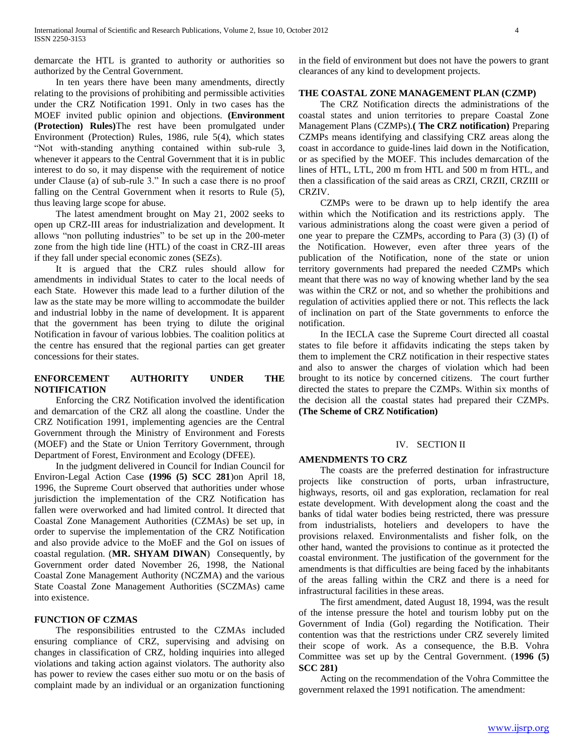demarcate the HTL is granted to authority or authorities so authorized by the Central Government.

In ten years there have been many amendments, directly relating to the provisions of prohibiting and permissible activities under the CRZ Notification 1991. Only in two cases has the MOEF invited public opinion and objections. **(Environment (Protection) Rules)**The rest have been promulgated under Environment (Protection) Rules, 1986, rule 5(4), which states "Not with-standing anything contained within sub-rule 3, whenever it appears to the Central Government that it is in public interest to do so, it may dispense with the requirement of notice under Clause (a) of sub-rule 3." In such a case there is no proof falling on the Central Government when it resorts to Rule (5), thus leaving large scope for abuse.

The latest amendment brought on May 21, 2002 seeks to open up CRZ-III areas for industrialization and development. It allows "non polluting industries" to be set up in the 200-meter zone from the high tide line (HTL) of the coast in CRZ-III areas if they fall under special economic zones (SEZs).

It is argued that the CRZ rules should allow for amendments in individual States to cater to the local needs of each State. However this made lead to a further dilution of the law as the state may be more willing to accommodate the builder and industrial lobby in the name of development. It is apparent that the government has been trying to dilute the original Notification in favour of various lobbies. The coalition politics at the centre has ensured that the regional parties can get greater concessions for their states.

## ENFORCEMENT AUTHORITY UNDER THE NOTIFICATION

Enforcing the CRZ Notification involved the identification and demarcation of the CRZ all along the coastline. Under the CRZ Notification 1991, implementing agencies are the Central Government through the Ministry of Environment and Forests (MOEF) and the State or Union Territory Government, through Department of Forest, Environment and Ecology (DFEE).

In the judgment delivered in Council for Indian Council for Environ-Legal Action Case **(1996 (5) SCC 281**)on April 18, 1996, the Supreme Court observed that authorities under whose jurisdiction the implementation of the CRZ Notification has fallen were overworked and had limited control. It directed that Coastal Zone Management Authorities (CZMAs) be set up, in order to supervise the implementation of the CRZ Notification and also provide advice to the MoEF and the GoI on issues of coastal regulation. (**MR. SHYAM DIWAN**) Consequently, by Government order dated November 26, 1998, the National Coastal Zone Management Authority (NCZMA) and the various State Coastal Zone Management Authorities (SCZMAs) came into existence.

## FUNCTION OF CZMAS

The responsibilities entrusted to the CZMAs included ensuring compliance of CRZ, supervising and advising on changes in classification of CRZ, holding inquiries into alleged violations and taking action against violators. The authority also has power to review the cases either suo motu or on the basis of complaint made by an individual or an organization functioning in the field of environment but does not have the powers to grant clearances of any kind to development projects.

## THE COASTAL ZONE MANAGEMENT PLAN (CZMP)

The CRZ Notification directs the administrations of the coastal states and union territories to prepare Coastal Zone Management Plans (CZMPs).**( The CRZ notification)** Preparing CZMPs means identifying and classifying CRZ areas along the coast in accordance to guide-lines laid down in the Notification, or as specified by the MOEF. This includes demarcation of the lines of HTL, LTL, 200 m from HTL and 500 m from HTL, and then a classification of the said areas as CRZI, CRZII, CRZIII or CRZIV.

CZMPs were to be drawn up to help identify the area within which the Notification and its restrictions apply. The various administrations along the coast were given a period of one year to prepare the CZMPs, according to Para (3) (3) (I) of the Notification. However, even after three years of the publication of the Notification, none of the state or union territory governments had prepared the needed CZMPs which meant that there was no way of knowing whether land by the sea was within the CRZ or not, and so whether the prohibitions and regulation of activities applied there or not. This reflects the lack of inclination on part of the State governments to enforce the notification.

In the IECLA case the Supreme Court directed all coastal states to file before it affidavits indicating the steps taken by them to implement the CRZ notification in their respective states and also to answer the charges of violation which had been brought to its notice by concerned citizens. The court further directed the states to prepare the CZMPs. Within six months of the decision all the coastal states had prepared their CZMPs. **(The Scheme of CRZ Notification)**

# IV. SECTION II

## AMENDMENTS TO CRZ

The coasts are the preferred destination for infrastructure projects like construction of ports, urban infrastructure, highways, resorts, oil and gas exploration, reclamation for real estate development. With development along the coast and the banks of tidal water bodies being restricted, there was pressure from industrialists, hoteliers and developers to have the provisions relaxed. Environmentalists and fisher folk, on the other hand, wanted the provisions to continue as it protected the coastal environment. The justification of the government for the amendments is that difficulties are being faced by the inhabitants of the areas falling within the CRZ and there is a need for infrastructural facilities in these areas.

The first amendment, dated August 18, 1994, was the result of the intense pressure the hotel and tourism lobby put on the Government of India (GoI) regarding the Notification. Their contention was that the restrictions under CRZ severely limited their scope of work. As a consequence, the B.B. Vohra Committee was set up by the Central Government. (**1996 (5) SCC 281)**

Acting on the recommendation of the Vohra Committee the government relaxed the 1991 notification. The amendment: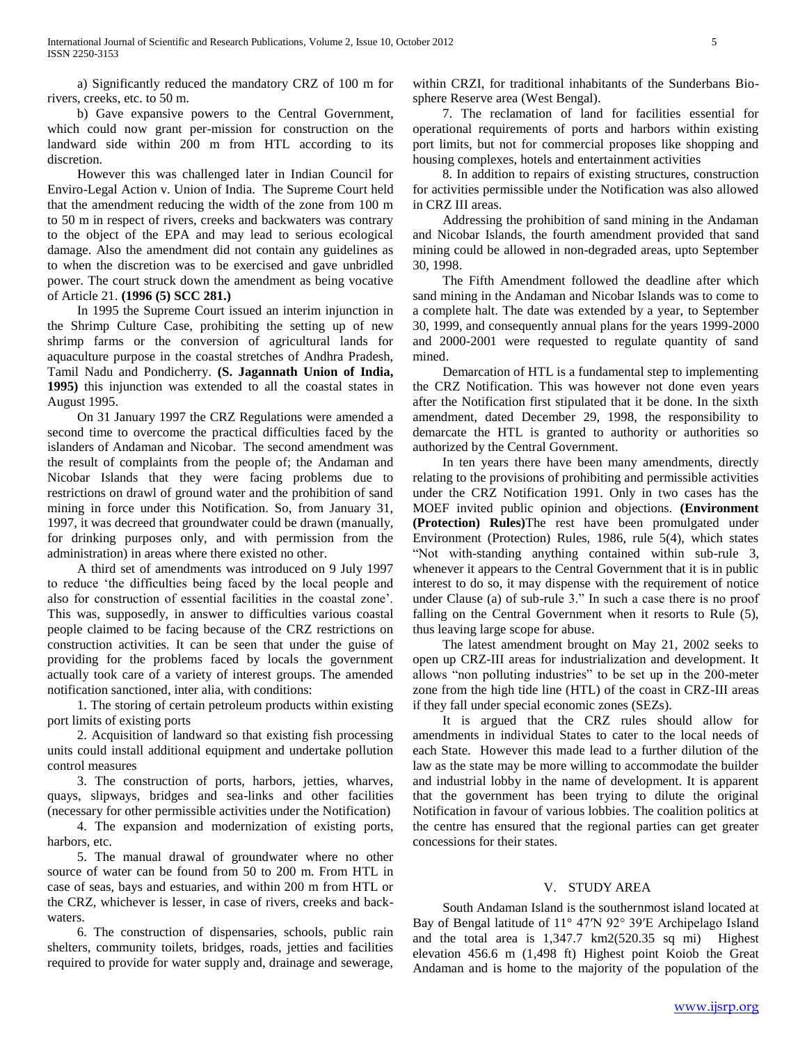a) Significantly reduced the mandatory CRZ of 100 m for rivers, creeks, etc. to 50 m.

b) Gave expansive powers to the Central Government, which could now grant per-mission for construction on the landward side within 200 m from HTL according to its discretion.

However this was challenged later in Indian Council for Enviro-Legal Action v. Union of India. The Supreme Court held that the amendment reducing the width of the zone from 100 m to 50 m in respect of rivers, creeks and backwaters was contrary to the object of the EPA and may lead to serious ecological damage. Also the amendment did not contain any guidelines as to when the discretion was to be exercised and gave unbridled power. The court struck down the amendment as being vocative of Article 21. **(1996 (5) SCC 281.)**

In 1995 the Supreme Court issued an interim injunction in the Shrimp Culture Case, prohibiting the setting up of new shrimp farms or the conversion of agricultural lands for aquaculture purpose in the coastal stretches of Andhra Pradesh, Tamil Nadu and Pondicherry. **(S. Jagannath Union of India, 1995)** this injunction was extended to all the coastal states in August 1995.

On 31 January 1997 the CRZ Regulations were amended a second time to overcome the practical difficulties faced by the islanders of Andaman and Nicobar. The second amendment was the result of complaints from the people of; the Andaman and Nicobar Islands that they were facing problems due to restrictions on drawl of ground water and the prohibition of sand mining in force under this Notification. So, from January 31, 1997, it was decreed that groundwater could be drawn (manually, for drinking purposes only, and with permission from the administration) in areas where there existed no other.

A third set of amendments was introduced on 9 July 1997 to reduce 'the difficulties being faced by the local people and also for construction of essential facilities in the coastal zone'. This was, supposedly, in answer to difficulties various coastal people claimed to be facing because of the CRZ restrictions on construction activities. It can be seen that under the guise of providing for the problems faced by locals the government actually took care of a variety of interest groups. The amended notification sanctioned, inter alia, with conditions:

1. The storing of certain petroleum products within existing port limits of existing ports
2. Acquisition of landward so that existing fish processing units could install additional equipment and undertake pollution control measures
3. The construction of ports, harbors, jetties, wharves, quays, slipways, bridges and sea-links and other facilities (necessary for other permissible activities under the Notification)
4. The expansion and modernization of existing ports, harbors, etc.
5. The manual drawal of groundwater where no other source of water can be found from 50 to 200 m. From HTL in case of seas, bays and estuaries, and within 200 m from HTL or the CRZ, whichever is lesser, in case of rivers, creeks and back-waters.
6. The construction of dispensaries, schools, public rain shelters, community toilets, bridges, roads, jetties and facilities required to provide for water supply and, drainage and sewerage, within CRZI, for traditional inhabitants of the Sunderbans Bio-sphere Reserve area (West Bengal).
7. The reclamation of land for facilities essential for operational requirements of ports and harbors within existing port limits, but not for commercial proposes like shopping and housing complexes, hotels and entertainment activities
8. In addition to repairs of existing structures, construction for activities permissible under the Notification was also allowed in CRZ III areas.

Addressing the prohibition of sand mining in the Andaman and Nicobar Islands, the fourth amendment provided that sand mining could be allowed in non-degraded areas, upto September 30, 1998.

The Fifth Amendment followed the deadline after which sand mining in the Andaman and Nicobar Islands was to come to a complete halt. The date was extended by a year, to September 30, 1999, and consequently annual plans for the years 1999-2000 and 2000-2001 were requested to regulate quantity of sand mined.

Demarcation of HTL is a fundamental step to implementing the CRZ Notification. This was however not done even years after the Notification first stipulated that it be done. In the sixth amendment, dated December 29, 1998, the responsibility to demarcate the HTL is granted to authority or authorities so authorized by the Central Government.

In ten years there have been many amendments, directly relating to the provisions of prohibiting and permissible activities under the CRZ Notification 1991. Only in two cases has the MOEF invited public opinion and objections. **(Environment (Protection) Rules)**The rest have been promulgated under Environment (Protection) Rules, 1986, rule 5(4), which states "Not with-standing anything contained within sub-rule 3, whenever it appears to the Central Government that it is in public interest to do so, it may dispense with the requirement of notice under Clause (a) of sub-rule 3." In such a case there is no proof falling on the Central Government when it resorts to Rule (5), thus leaving large scope for abuse.

The latest amendment brought on May 21, 2002 seeks to open up CRZ-III areas for industrialization and development. It allows "non polluting industries" to be set up in the 200-meter zone from the high tide line (HTL) of the coast in CRZ-III areas if they fall under special economic zones (SEZs).

It is argued that the CRZ rules should allow for amendments in individual States to cater to the local needs of each State. However this made lead to a further dilution of the law as the state may be more willing to accommodate the builder and industrial lobby in the name of development. It is apparent that the government has been trying to dilute the original Notification in favour of various lobbies. The coalition politics at the centre has ensured that the regional parties can get greater concessions for their states.

## V. STUDY AREA

South Andaman Island is the southernmost island located at Bay of Bengal latitude of 11° 47′N 92° 39′E Archipelago Island and the total area is 1,347.7 km2(520.35 sq mi) Highest elevation 456.6 m (1,498 ft) Highest point Koiob the Great Andaman and is home to the majority of the population of the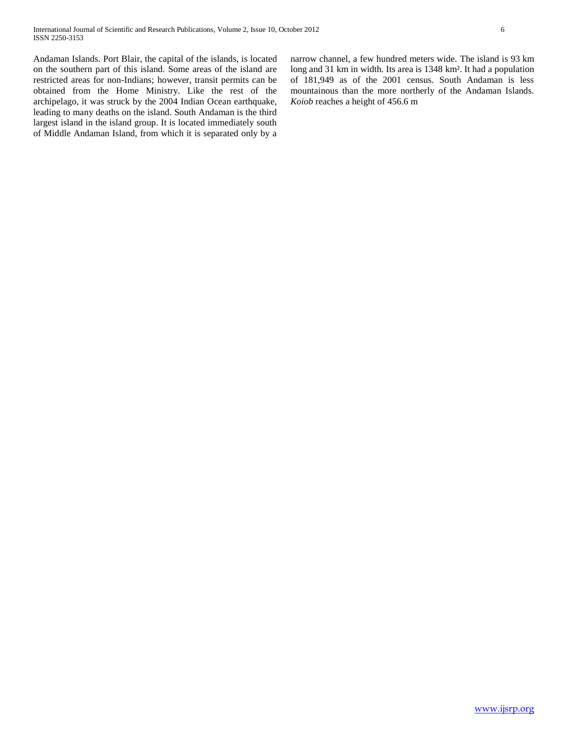Andaman Islands. Port Blair, the capital of the islands, is located on the southern part of this island. Some areas of the island are restricted areas for non-Indians; however, transit permits can be obtained from the Home Ministry. Like the rest of the archipelago, it was struck by the 2004 Indian Ocean earthquake, leading to many deaths on the island. South Andaman is the third largest island in the island group. It is located immediately south of Middle Andaman Island, from which it is separated only by a narrow channel, a few hundred meters wide. The island is 93 km long and 31 km in width. Its area is 1348 km². It had a population of 181,949 as of the 2001 census. South Andaman is less mountainous than the more northerly of the Andaman Islands. *Koiob* reaches a height of 456.6 m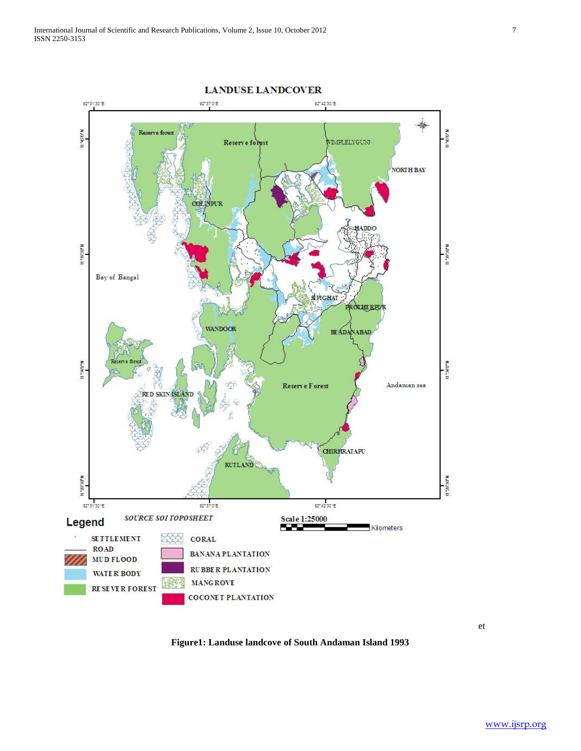et

**Figure1: Landuse landcove of South Andaman Island 1993**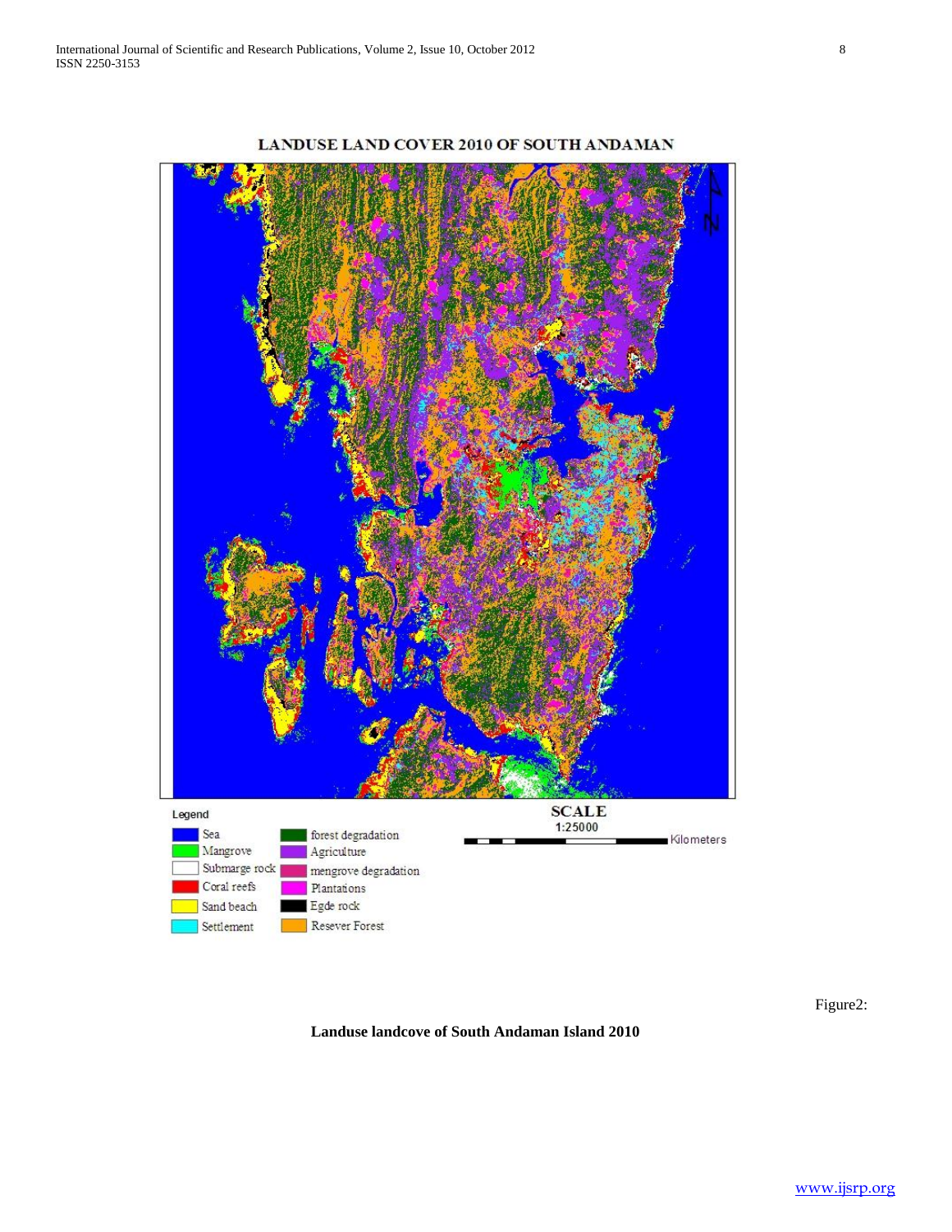Figure2:

**Landuse landcove of South Andaman Island 2010**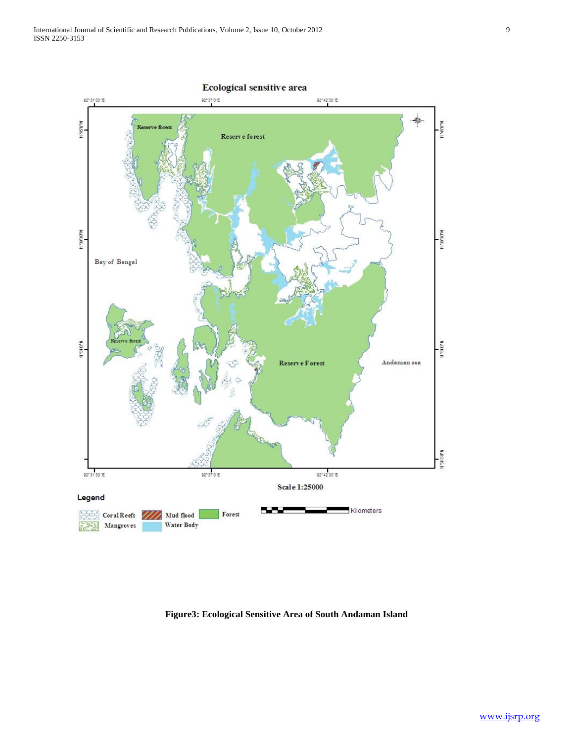**Figure3: Ecological Sensitive Area of South Andaman Island**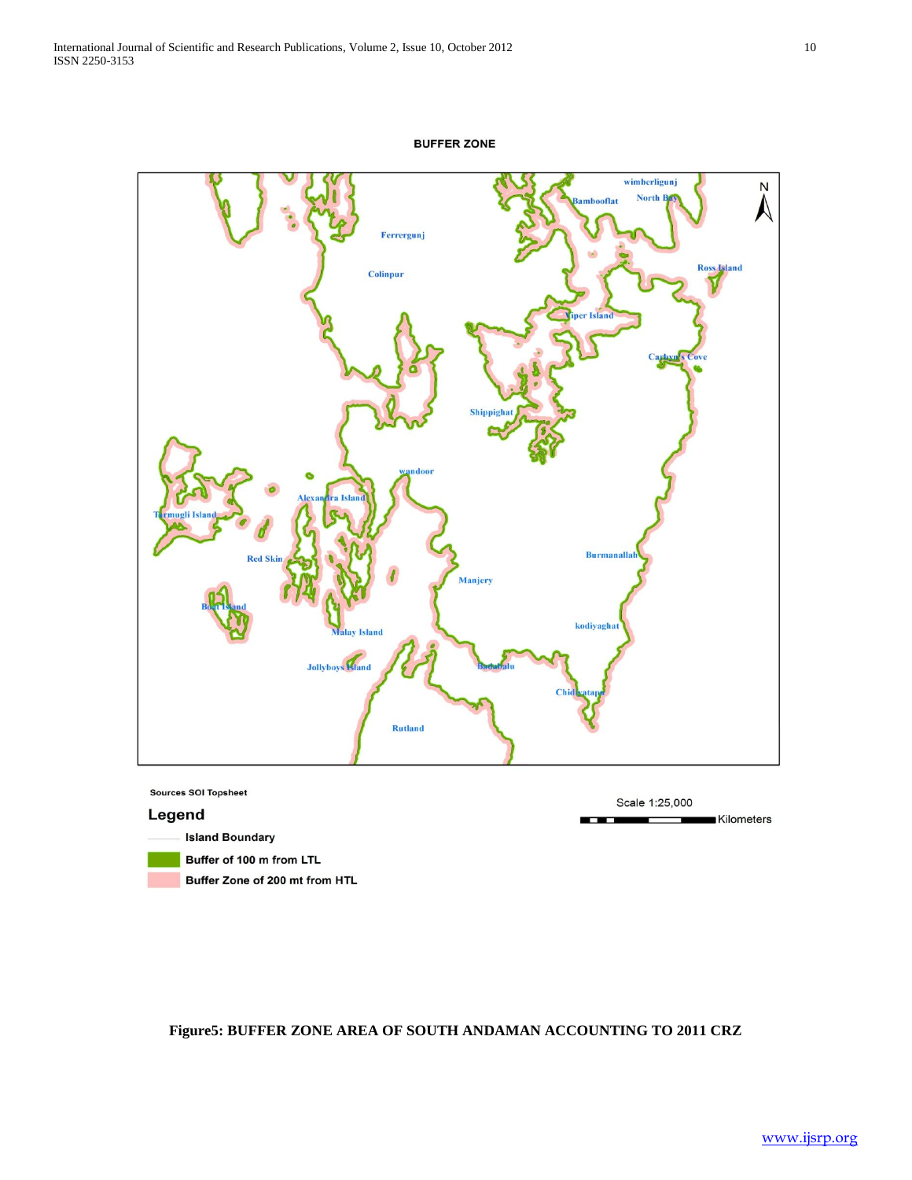**Figure5: BUFFER ZONE AREA OF SOUTH ANDAMAN ACCOUNTING TO 2011 CRZ**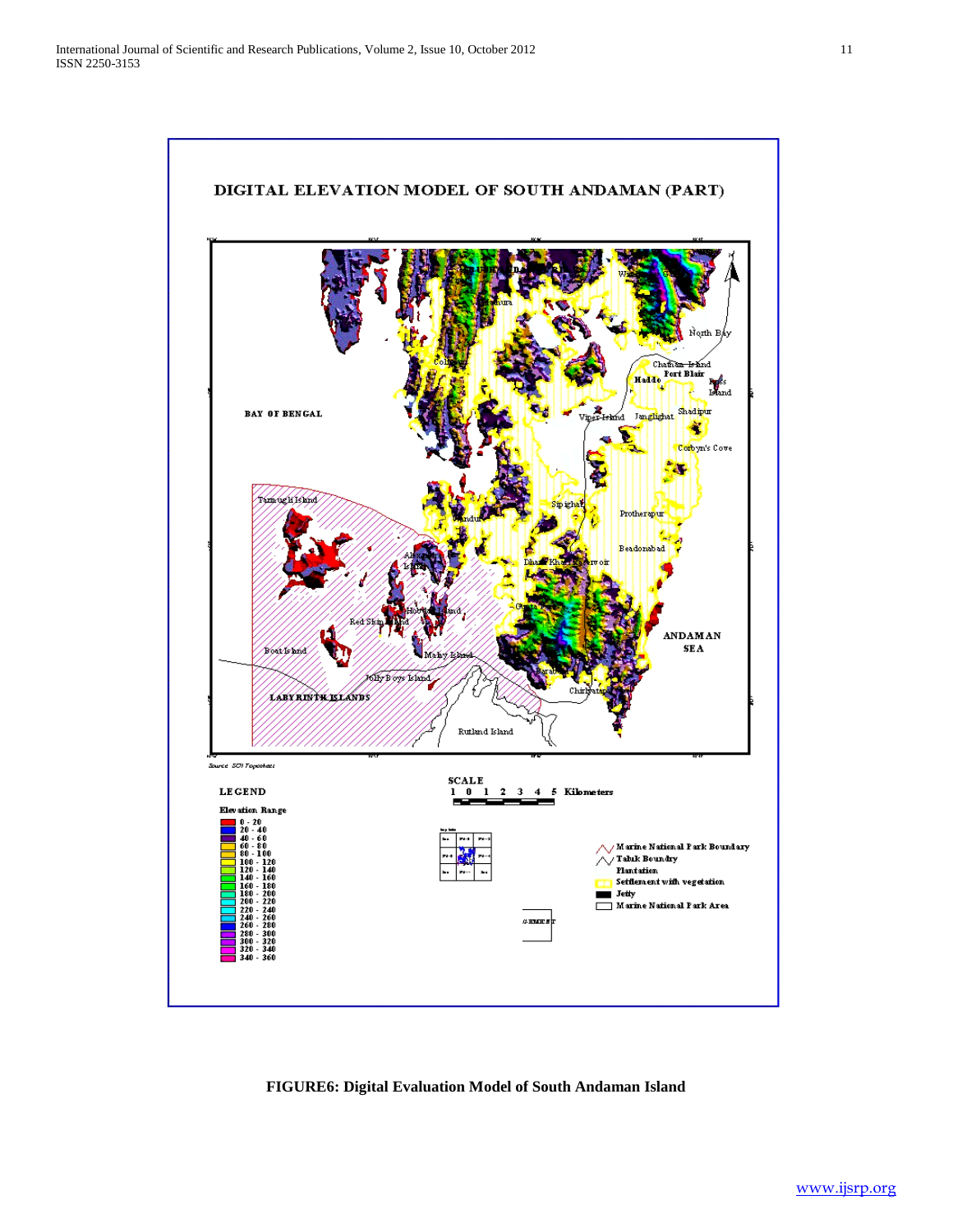**FIGURE6: Digital Evaluation Model of South Andaman Island**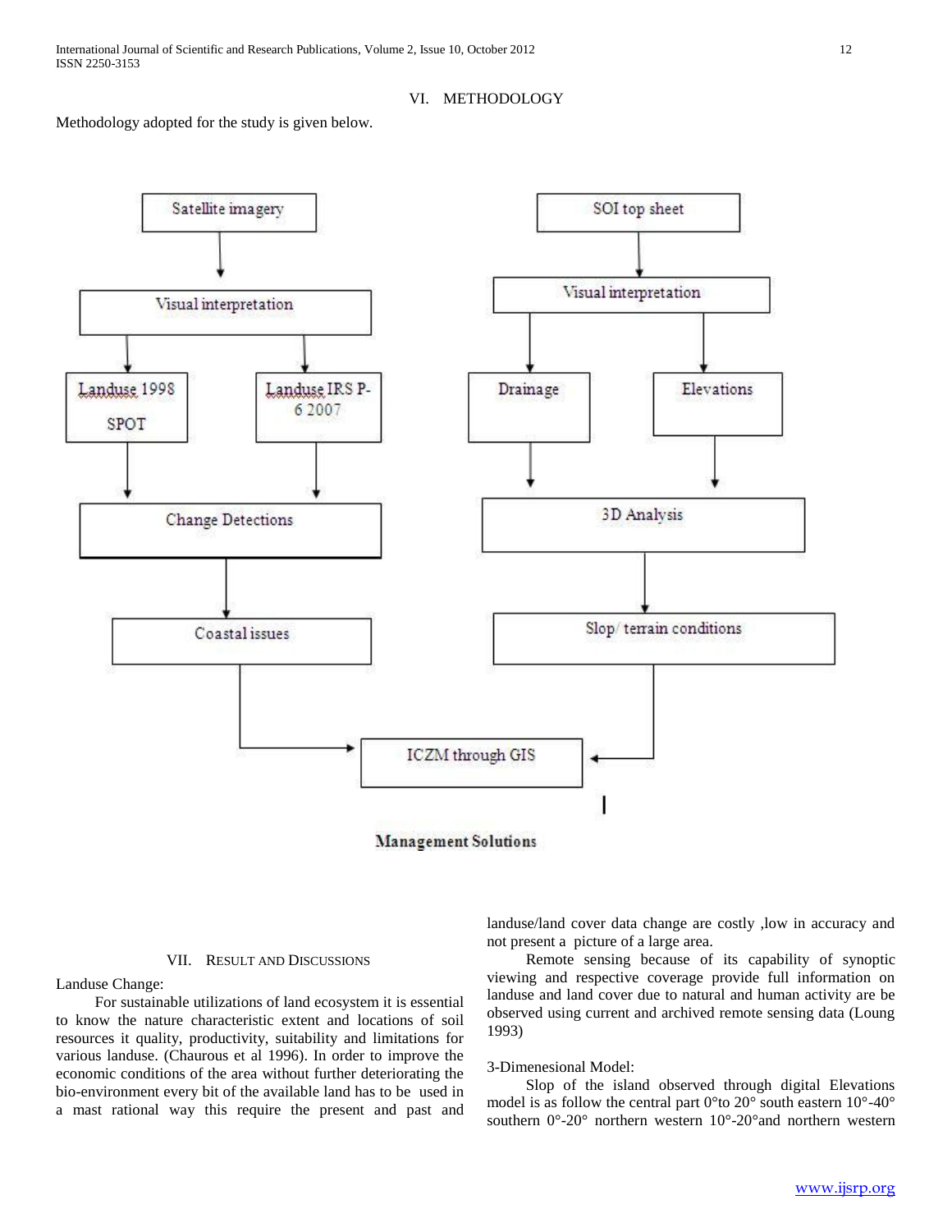## VI. METHODOLOGY

Methodology adopted for the study is given below.

Satellite imagery → Visual interpretation → Landuse 1998 SPOT / Landuse IRS P-6 2007 → Change Detections → Coastal issues → ICZM through GIS

SOI top sheet → Visual interpretation → Drainage / Elevations → 3D Analysis → Slop/ terrain conditions → ICZM through GIS

ICZM through GIS → Management Solutions

## VII. RESULT AND DISCUSSIONS

Landuse Change:

For sustainable utilizations of land ecosystem it is essential to know the nature characteristic extent and locations of soil resources it quality, productivity, suitability and limitations for various landuse. (Chaurous et al 1996). In order to improve the economic conditions of the area without further deteriorating the bio-environment every bit of the available land has to be used in a mast rational way this require the present and past and landuse/land cover data change are costly ,low in accuracy and not present a picture of a large area.

Remote sensing because of its capability of synoptic viewing and respective coverage provide full information on landuse and land cover due to natural and human activity are be observed using current and archived remote sensing data (Loung 1993)

3-Dimenesional Model:

Slop of the island observed through digital Elevations model is as follow the central part 0°to 20° south eastern 10°-40° southern 0°-20° northern western 10°-20°and northern western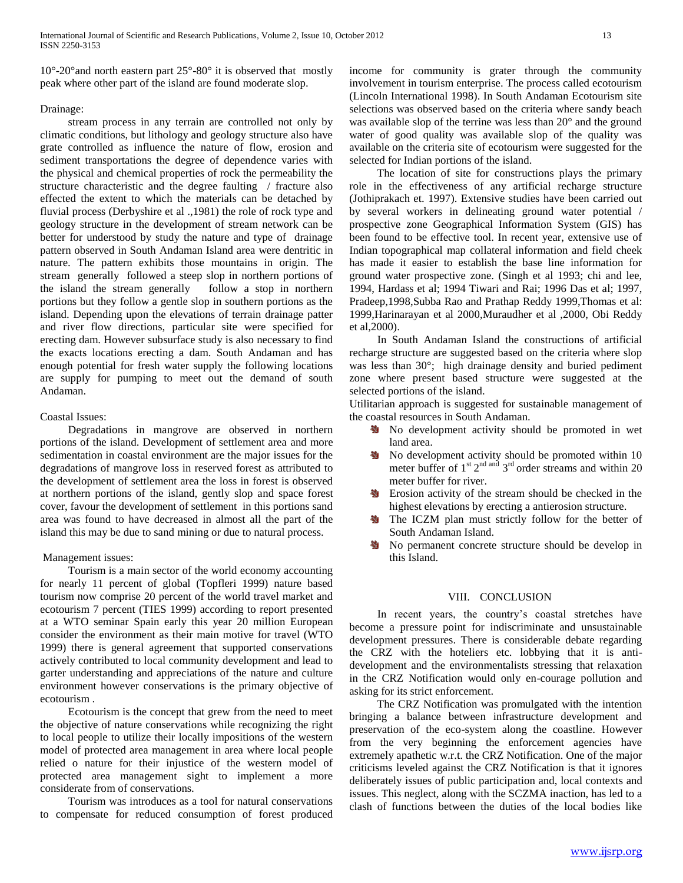10°-20°and north eastern part 25°-80° it is observed that mostly peak where other part of the island are found moderate slop.

Drainage:

stream process in any terrain are controlled not only by climatic conditions, but lithology and geology structure also have grate controlled as influence the nature of flow, erosion and sediment transportations the degree of dependence varies with the physical and chemical properties of rock the permeability the structure characteristic and the degree faulting / fracture also effected the extent to which the materials can be detached by fluvial process (Derbyshire et al .,1981) the role of rock type and geology structure in the development of stream network can be better for understood by study the nature and type of drainage pattern observed in South Andaman Island area were dentritic in nature. The pattern exhibits those mountains in origin. The stream generally followed a steep slop in northern portions of the island the stream generally follow a stop in northern portions but they follow a gentle slop in southern portions as the island. Depending upon the elevations of terrain drainage patter and river flow directions, particular site were specified for erecting dam. However subsurface study is also necessary to find the exacts locations erecting a dam. South Andaman and has enough potential for fresh water supply the following locations are supply for pumping to meet out the demand of south Andaman.

Coastal Issues:

Degradations in mangrove are observed in northern portions of the island. Development of settlement area and more sedimentation in coastal environment are the major issues for the degradations of mangrove loss in reserved forest as attributed to the development of settlement area the loss in forest is observed at northern portions of the island, gently slop and space forest cover, favour the development of settlement in this portions sand area was found to have decreased in almost all the part of the island this may be due to sand mining or due to natural process.

Management issues:

Tourism is a main sector of the world economy accounting for nearly 11 percent of global (Topfleri 1999) nature based tourism now comprise 20 percent of the world travel market and ecotourism 7 percent (TIES 1999) according to report presented at a WTO seminar Spain early this year 20 million European consider the environment as their main motive for travel (WTO 1999) there is general agreement that supported conservations actively contributed to local community development and lead to garter understanding and appreciations of the nature and culture environment however conservations is the primary objective of ecotourism .

Ecotourism is the concept that grew from the need to meet the objective of nature conservations while recognizing the right to local people to utilize their locally impositions of the western model of protected area management in area where local people relied o nature for their injustice of the western model of protected area management sight to implement a more considerate from of conservations.

Tourism was introduces as a tool for natural conservations to compensate for reduced consumption of forest produced income for community is grater through the community involvement in tourism enterprise. The process called ecotourism (Lincoln International 1998). In South Andaman Ecotourism site selections was observed based on the criteria where sandy beach was available slop of the terrine was less than 20° and the ground water of good quality was available slop of the quality was available on the criteria site of ecotourism were suggested for the selected for Indian portions of the island.

The location of site for constructions plays the primary role in the effectiveness of any artificial recharge structure (Jothiprakach et. 1997). Extensive studies have been carried out by several workers in delineating ground water potential / prospective zone Geographical Information System (GIS) has been found to be effective tool. In recent year, extensive use of Indian topographical map collateral information and field cheek has made it easier to establish the base line information for ground water prospective zone. (Singh et al 1993; chi and lee, 1994, Hardass et al; 1994 Tiwari and Rai; 1996 Das et al; 1997, Pradeep,1998,Subba Rao and Prathap Reddy 1999,Thomas et al: 1999,Harinarayan et al 2000,Muraudher et al ,2000, Obi Reddy et al,2000).

In South Andaman Island the constructions of artificial recharge structure are suggested based on the criteria where slop was less than 30°; high drainage density and buried pediment zone where present based structure were suggested at the selected portions of the island.

Utilitarian approach is suggested for sustainable management of the coastal resources in South Andaman.

- No development activity should be promoted in wet land area.
- No development activity should be promoted within 10 meter buffer of 1st 2nd and 3rd order streams and within 20 meter buffer for river.
- Erosion activity of the stream should be checked in the highest elevations by erecting a antierosion structure.
- The ICZM plan must strictly follow for the better of South Andaman Island.
- No permanent concrete structure should be develop in this Island.

## VIII. CONCLUSION

In recent years, the country's coastal stretches have become a pressure point for indiscriminate and unsustainable development pressures. There is considerable debate regarding the CRZ with the hoteliers etc. lobbying that it is anti-development and the environmentalists stressing that relaxation in the CRZ Notification would only en-courage pollution and asking for its strict enforcement.

The CRZ Notification was promulgated with the intention bringing a balance between infrastructure development and preservation of the eco-system along the coastline. However from the very beginning the enforcement agencies have extremely apathetic w.r.t. the CRZ Notification. One of the major criticisms leveled against the CRZ Notification is that it ignores deliberately issues of public participation and, local contexts and issues. This neglect, along with the SCZMA inaction, has led to a clash of functions between the duties of the local bodies like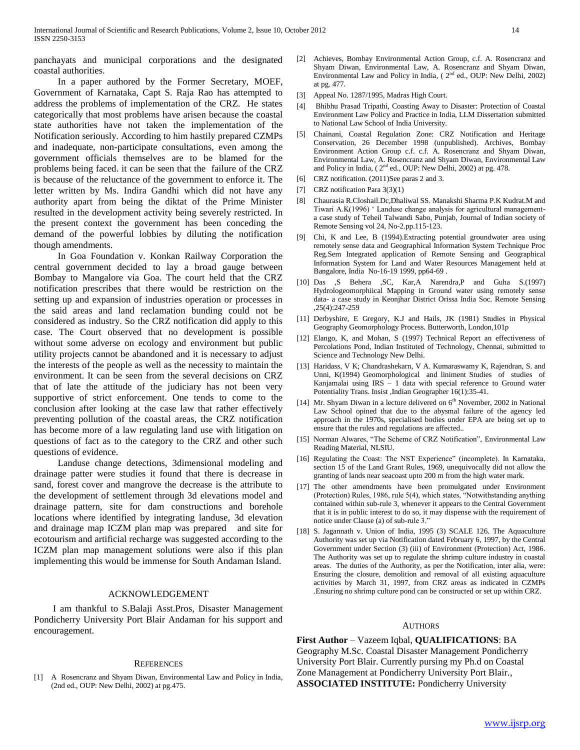panchayats and municipal corporations and the designated coastal authorities.

In a paper authored by the Former Secretary, MOEF, Government of Karnataka, Capt S. Raja Rao has attempted to address the problems of implementation of the CRZ. He states categorically that most problems have arisen because the coastal state authorities have not taken the implementation of the Notification seriously. According to him hastily prepared CZMPs and inadequate, non-participate consultations, even among the government officials themselves are to be blamed for the problems being faced. it can be seen that the failure of the CRZ is because of the reluctance of the government to enforce it. The letter written by Ms. Indira Gandhi which did not have any authority apart from being the diktat of the Prime Minister resulted in the development activity being severely restricted. In the present context the government has been conceding the demand of the powerful lobbies by diluting the notification though amendments.

In Goa Foundation v. Konkan Railway Corporation the central government decided to lay a broad gauge between Bombay to Mangalore via Goa. The court held that the CRZ notification prescribes that there would be restriction on the setting up and expansion of industries operation or processes in the said areas and land reclamation bunding could not be considered as industry. So the CRZ notification did apply to this case. The Court observed that no development is possible without some adverse on ecology and environment but public utility projects cannot be abandoned and it is necessary to adjust the interests of the people as well as the necessity to maintain the environment. It can be seen from the several decisions on CRZ that of late the attitude of the judiciary has not been very supportive of strict enforcement. One tends to come to the conclusion after looking at the case law that rather effectively preventing pollution of the coastal areas, the CRZ notification has become more of a law regulating land use with litigation on questions of fact as to the category to the CRZ and other such questions of evidence.

Landuse change detections, 3dimensional modeling and drainage patter were studies it found that there is decrease in sand, forest cover and mangrove the decrease is the attribute to the development of settlement through 3d elevations model and drainage pattern, site for dam constructions and borehole locations where identified by integrating landuse, 3d elevation and drainage map ICZM plan map was prepared and site for ecotourism and artificial recharge was suggested according to the ICZM plan map management solutions were also if this plan implementing this would be immense for South Andaman Island.

## ACKNOWLEDGEMENT

I am thankful to S.Balaji Asst.Pros, Disaster Management Pondicherry University Port Blair Andaman for his support and encouragement.

## REFERENCES

[1] A Rosencranz and Shyam Diwan, Environmental Law and Policy in India, (2nd ed., OUP: New Delhi, 2002) at pg.475.

[2] Achieves, Bombay Environmental Action Group, c.f. A. Rosencranz and Shyam Diwan, Environmental Law, A. Rosencranz and Shyam Diwan, Environmental Law and Policy in India, ( 2nd ed., OUP: New Delhi, 2002) at pg. 477.

[3] Appeal No. 1287/1995, Madras High Court.

[4] Bhibhu Prasad Tripathi, Coasting Away to Disaster: Protection of Coastal Environment Law Policy and Practice in India, LLM Dissertation submitted to National Law School of India University.

[5] Chainani, Coastal Regulation Zone: CRZ Notification and Heritage Conservation, 26 December 1998 (unpublished). Archives, Bombay Environment Action Group c.f. c.f. A. Rosencranz and Shyam Diwan, Environmental Law, A. Rosencranz and Shyam Diwan, Environmental Law and Policy in India, ( 2nd ed., OUP: New Delhi, 2002) at pg. 478.

[6] CRZ notification. (2011)See paras 2 and 3.

[7] CRZ notification Para 3(3)(1)

[8] Chaurasia R.Closhail.Dc,Dhaliwal SS. Manakshi Sharma P.K Kudrat.M and Tiwari A.K(1996) ' Landuse change analysis for agricultural management- a case study of Teheil Talwandi Sabo, Punjab, Journal of Indian society of Remote Sensing vol 24, No-2.pp.115-123.

[9] Chi, K and Lee, B (1994).Extracting potential groundwater area using remotely sense data and Geographical Information System Technique Proc Reg.Sem Integrated application of Remote Sensing and Geographical Information System for Land and Water Resources Management held at Bangalore, India No-16-19 1999, pp64-69 .

[10] Das ,S Behera ,SC, Kar,A Narendra,P and Guha S.(1997) Hydrologeomorphiical Mapping in Ground water using remotely sense data- a case study in Keonjhar District Orissa India Soc. Remote Sensing ,25(4):247-259

[11] Derbyshire, E Gregory, K.J and Hails, JK (1981) Studies in Physical Geography Geomorphology Process. Butterworth, London,101p

[12] Elango, K, and Mohan, S (1997) Technical Report an effectiveness of Percolations Pond, Indian Instituted of Technology, Chennai, submitted to Science and Technology New Delhi.

[13] Haridass, V K; Chandrashekarn, V A. Kumaraswamy K, Rajendran, S. and Unni, K(1994) Geomorphological and liniment Studies of studies of Kanjamalai using IRS – 1 data with special reference to Ground water Potentiality Trans. Insist ,Indian Geographer 16(1):35-41.

[14] Mr. Shyam Diwan in a lecture delivered on 6th November, 2002 in National Law School opined that due to the abysmal failure of the agency led approach in the 1970s, specialised bodies under EPA are being set up to ensure that the rules and regulations are affected..

[15] Norman Alwares, "The Scheme of CRZ Notification", Environmental Law Reading Material, NLSIU.

[16] Regulating the Coast: The NST Experience" (incomplete). In Karnataka, section 15 of the Land Grant Rules, 1969, unequivocally did not allow the granting of lands near seacoast upto 200 m from the high water mark.

[17] The other amendments have been promulgated under Environment (Protection) Rules, 1986, rule 5(4), which states, "Notwithstanding anything contained within sub-rule 3, whenever it appears to the Central Government that it is in public interest to do so, it may dispense with the requirement of notice under Clause (a) of sub-rule 3."

[18] S. Jagannath v. Union of India, 1995 (3) SCALE 126. The Aquaculture Authority was set up via Notification dated February 6, 1997, by the Central Government under Section (3) (iii) of Environment (Protection) Act, 1986. The Authority was set up to regulate the shrimp culture industry in coastal areas. The duties of the Authority, as per the Notification, inter alia, were: Ensuring the closure, demolition and removal of all existing aquaculture activities by March 31, 1997, from CRZ areas as indicated in CZMPs .Ensuring no shrimp culture pond can be constructed or set up within CRZ.

## AUTHORS

**First Author** – Vazeem Iqbal, **QUALIFICATIONS**: BA Geography M.Sc. Coastal Disaster Management Pondicherry University Port Blair. Currently pursing my Ph.d on Coastal Zone Management at Pondicherry University Port Blair., **ASSOCIATED INSTITUTE:** Pondicherry University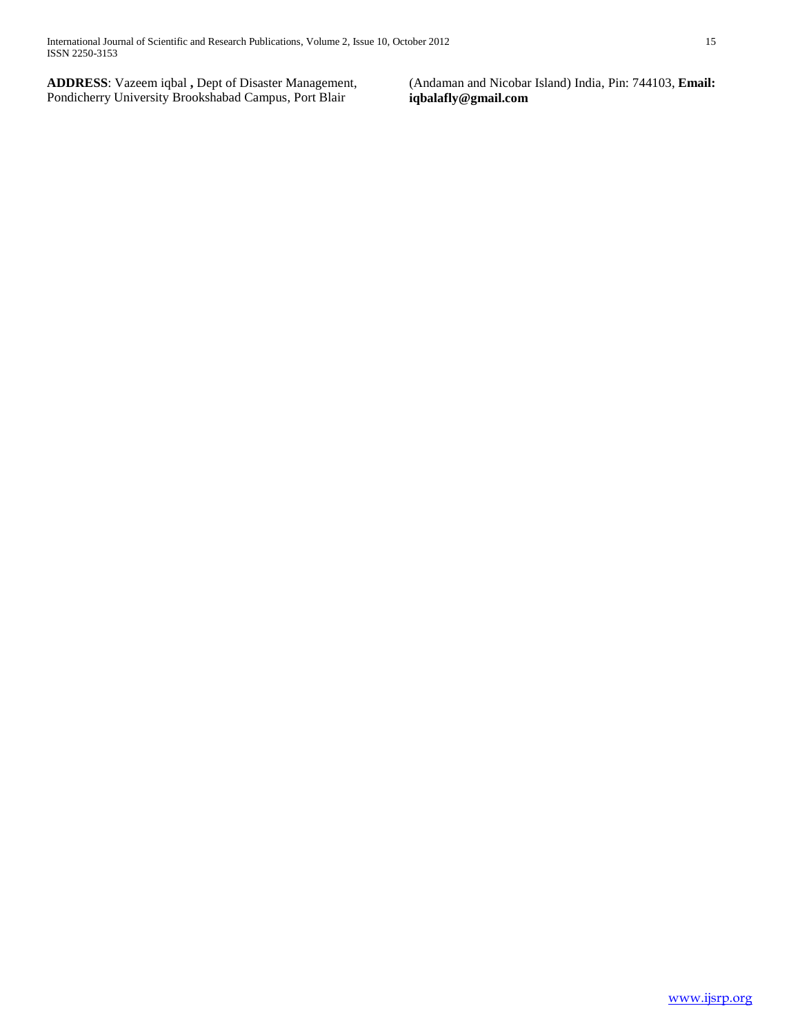**ADDRESS**: Vazeem iqbal **,** Dept of Disaster Management, Pondicherry University Brookshabad Campus, Port Blair (Andaman and Nicobar Island) India, Pin: 744103, **Email: iqbalafly@gmail.com**